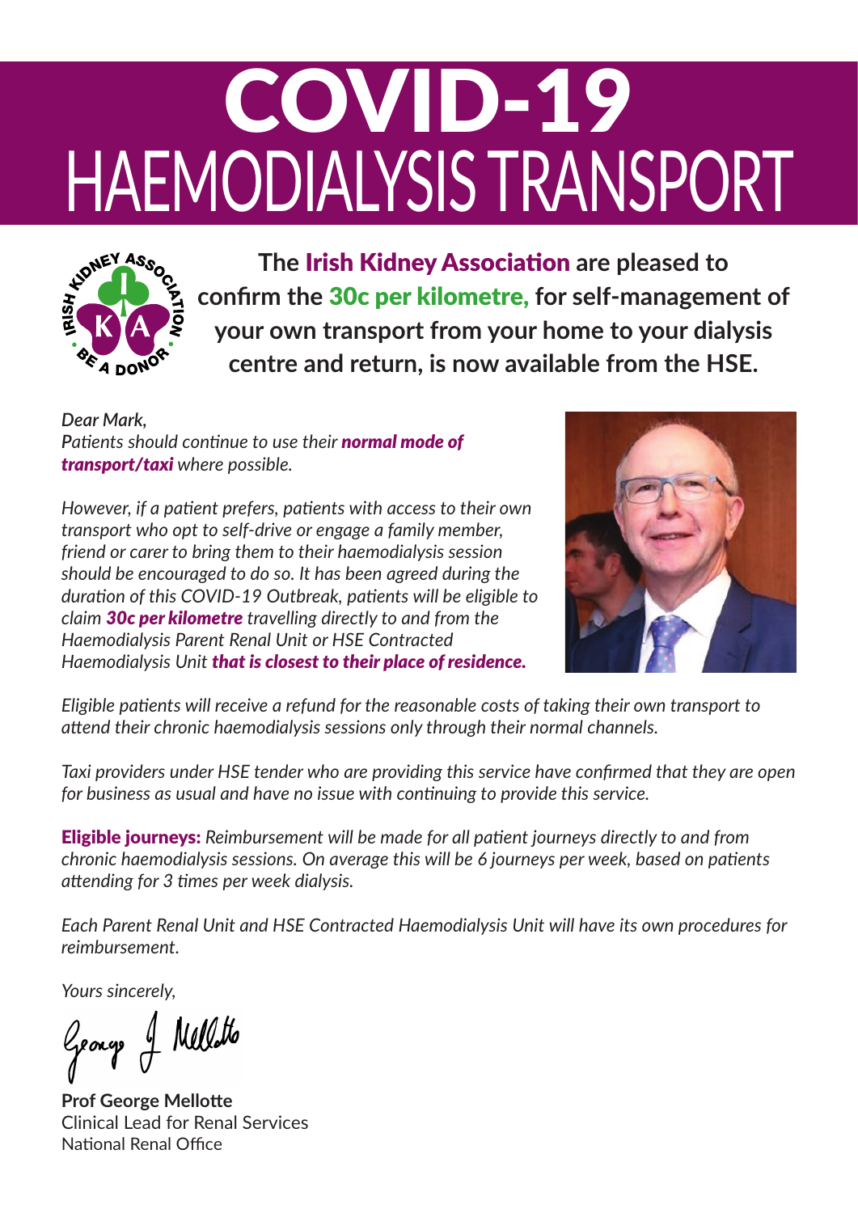# COVID-19
# HAEMODIALYSIS TRANSPORT

**The Irish Kidney Association are pleased to confirm the 30c per kilometre, for self-management of your own transport from your home to your dialysis centre and return, is now available from the HSE.**

*Dear Mark,*
*Patients should continue to use their **normal mode of transport/taxi** where possible.*

*However, if a patient prefers, patients with access to their own transport who opt to self-drive or engage a family member, friend or carer to bring them to their haemodialysis session should be encouraged to do so. It has been agreed during the duration of this COVID-19 Outbreak, patients will be eligible to claim **30c per kilometre** travelling directly to and from the Haemodialysis Parent Renal Unit or HSE Contracted Haemodialysis Unit **that is closest to their place of residence.***

*Eligible patients will receive a refund for the reasonable costs of taking their own transport to attend their chronic haemodialysis sessions only through their normal channels.*

*Taxi providers under HSE tender who are providing this service have confirmed that they are open for business as usual and have no issue with continuing to provide this service.*

**Eligible journeys:** *Reimbursement will be made for all patient journeys directly to and from chronic haemodialysis sessions. On average this will be 6 journeys per week, based on patients attending for 3 times per week dialysis.*

*Each Parent Renal Unit and HSE Contracted Haemodialysis Unit will have its own procedures for reimbursement.*

*Yours sincerely,*

George J Mellotte

**Prof George Mellotte**
Clinical Lead for Renal Services
National Renal Office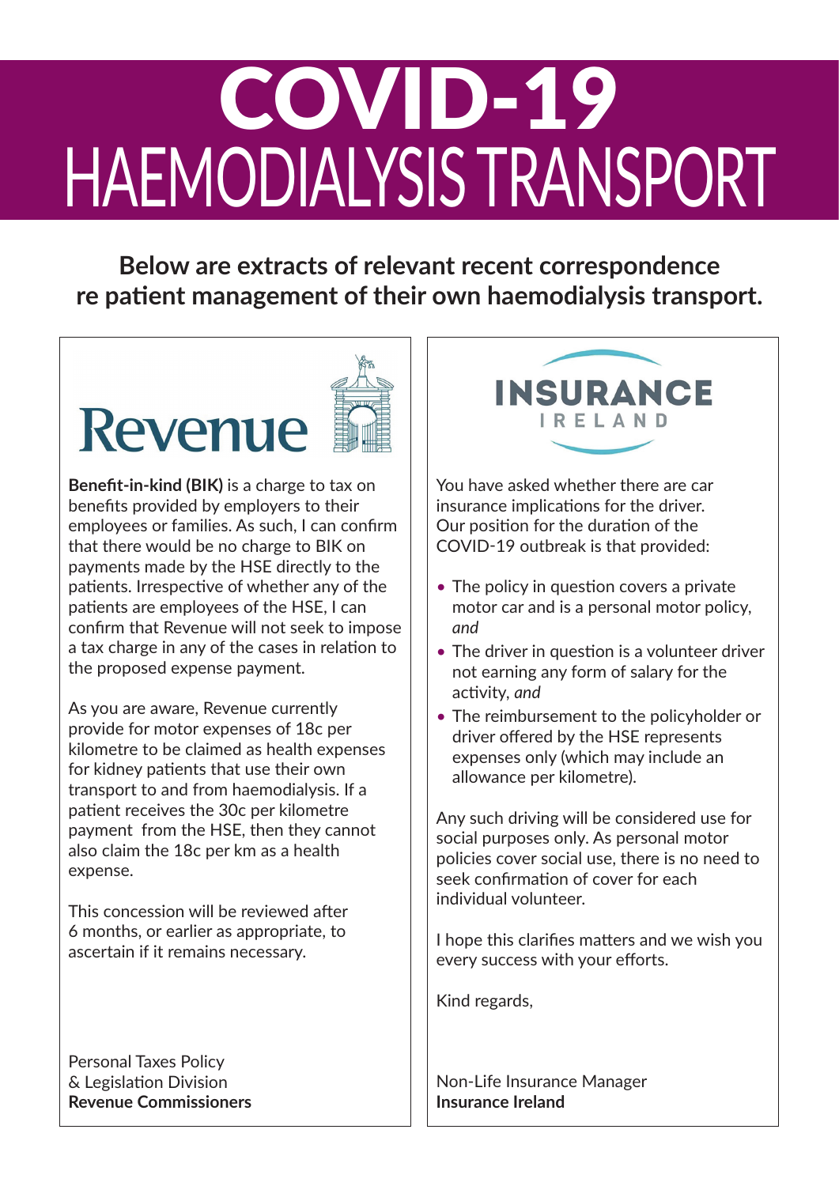# COVID-19

# HAEMODIALYSIS TRANSPORT

**Below are extracts of relevant recent correspondence re patient management of their own haemodialysis transport.**

## Revenue

**Benefit-in-kind (BIK)** is a charge to tax on benefits provided by employers to their employees or families. As such, I can confirm that there would be no charge to BIK on payments made by the HSE directly to the patients. Irrespective of whether any of the patients are employees of the HSE, I can confirm that Revenue will not seek to impose a tax charge in any of the cases in relation to the proposed expense payment.

As you are aware, Revenue currently provide for motor expenses of 18c per kilometre to be claimed as health expenses for kidney patients that use their own transport to and from haemodialysis. If a patient receives the 30c per kilometre payment from the HSE, then they cannot also claim the 18c per km as a health expense.

This concession will be reviewed after 6 months, or earlier as appropriate, to ascertain if it remains necessary.

Personal Taxes Policy
& Legislation Division
**Revenue Commissioners**

## INSURANCE IRELAND

You have asked whether there are car insurance implications for the driver. Our position for the duration of the COVID-19 outbreak is that provided:

- The policy in question covers a private motor car and is a personal motor policy, *and*
- The driver in question is a volunteer driver not earning any form of salary for the activity, *and*
- The reimbursement to the policyholder or driver offered by the HSE represents expenses only (which may include an allowance per kilometre).

Any such driving will be considered use for social purposes only. As personal motor policies cover social use, there is no need to seek confirmation of cover for each individual volunteer.

I hope this clarifies matters and we wish you every success with your efforts.

Kind regards,

Non-Life Insurance Manager
**Insurance Ireland**